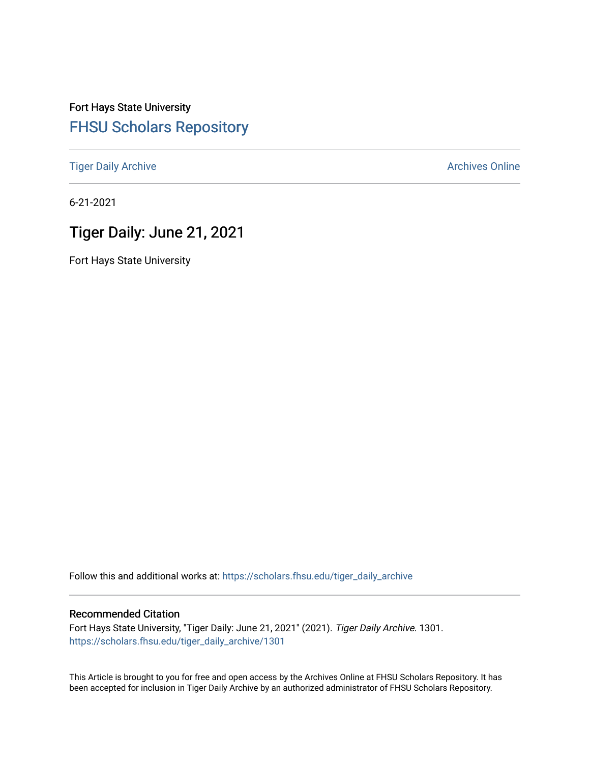Fort Hays State University

FHSU Scholars Repository

Tiger Daily Archive

Archives Online

6-21-2021

# Tiger Daily: June 21, 2021

Fort Hays State University

Follow this and additional works at: https://scholars.fhsu.edu/tiger_daily_archive

## Recommended Citation

Fort Hays State University, "Tiger Daily: June 21, 2021" (2021). *Tiger Daily Archive*. 1301.
https://scholars.fhsu.edu/tiger_daily_archive/1301

This Article is brought to you for free and open access by the Archives Online at FHSU Scholars Repository. It has been accepted for inclusion in Tiger Daily Archive by an authorized administrator of FHSU Scholars Repository.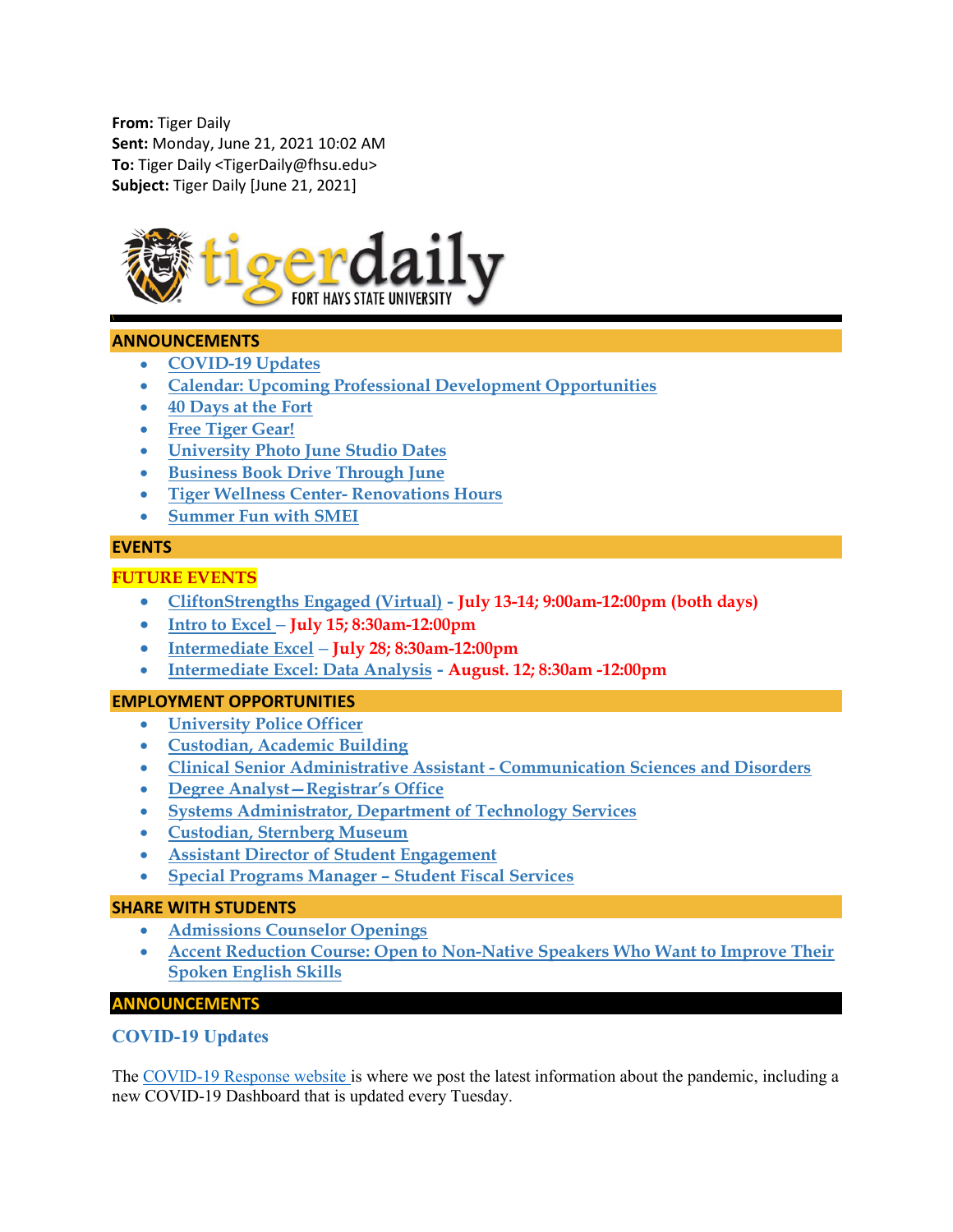**From:** Tiger Daily
**Sent:** Monday, June 21, 2021 10:02 AM
**To:** Tiger Daily <TigerDaily@fhsu.edu>
**Subject:** Tiger Daily [June 21, 2021]

tigerdaily FORT HAYS STATE UNIVERSITY

## ANNOUNCEMENTS

- COVID-19 Updates
- Calendar: Upcoming Professional Development Opportunities
- 40 Days at the Fort
- Free Tiger Gear!
- University Photo June Studio Dates
- Business Book Drive Through June
- Tiger Wellness Center- Renovations Hours
- Summer Fun with SMEI

## EVENTS

### FUTURE EVENTS

- CliftonStrengths Engaged (Virtual) - **July 13-14; 9:00am-12:00pm (both days)**
- Intro to Excel – **July 15; 8:30am-12:00pm**
- Intermediate Excel – **July 28; 8:30am-12:00pm**
- Intermediate Excel: Data Analysis - **August. 12; 8:30am -12:00pm**

## EMPLOYMENT OPPORTUNITIES

- University Police Officer
- Custodian, Academic Building
- Clinical Senior Administrative Assistant - Communication Sciences and Disorders
- Degree Analyst—Registrar's Office
- Systems Administrator, Department of Technology Services
- Custodian, Sternberg Museum
- Assistant Director of Student Engagement
- Special Programs Manager – Student Fiscal Services

## SHARE WITH STUDENTS

- Admissions Counselor Openings
- Accent Reduction Course: Open to Non-Native Speakers Who Want to Improve Their Spoken English Skills

## ANNOUNCEMENTS

### COVID-19 Updates

The COVID-19 Response website is where we post the latest information about the pandemic, including a new COVID-19 Dashboard that is updated every Tuesday.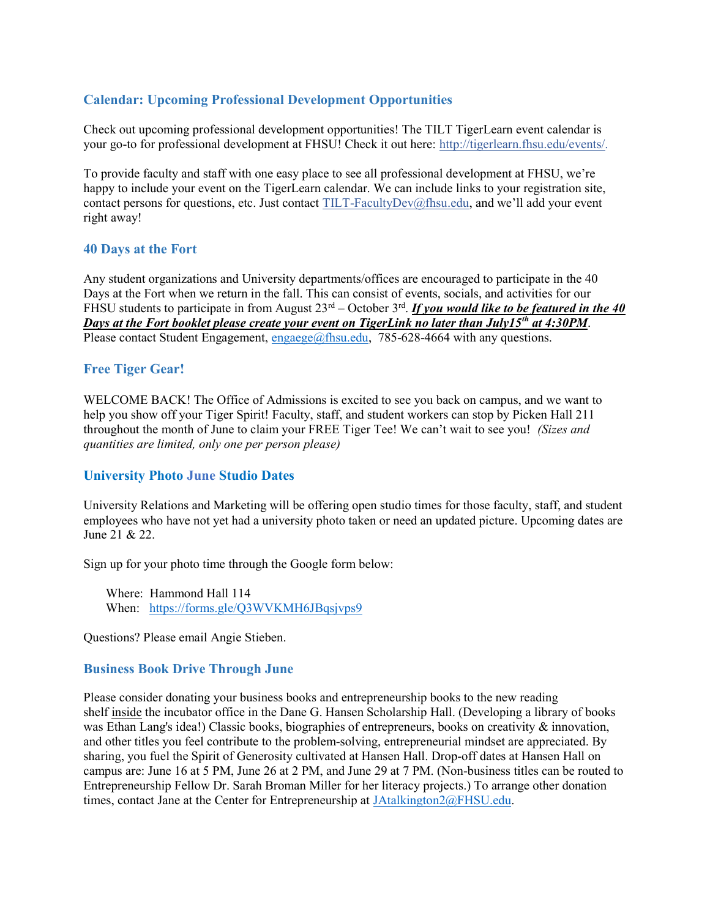### Calendar: Upcoming Professional Development Opportunities

Check out upcoming professional development opportunities! The TILT TigerLearn event calendar is your go-to for professional development at FHSU! Check it out here: http://tigerlearn.fhsu.edu/events/.

To provide faculty and staff with one easy place to see all professional development at FHSU, we're happy to include your event on the TigerLearn calendar. We can include links to your registration site, contact persons for questions, etc. Just contact TILT-FacultyDev@fhsu.edu, and we'll add your event right away!

### 40 Days at the Fort

Any student organizations and University departments/offices are encouraged to participate in the 40 Days at the Fort when we return in the fall. This can consist of events, socials, and activities for our FHSU students to participate in from August 23rd – October 3rd. ***If you would like to be featured in the 40 Days at the Fort booklet please create your event on TigerLink no later than July15th at 4:30PM***. Please contact Student Engagement, engaege@fhsu.edu, 785-628-4664 with any questions.

### Free Tiger Gear!

WELCOME BACK! The Office of Admissions is excited to see you back on campus, and we want to help you show off your Tiger Spirit! Faculty, staff, and student workers can stop by Picken Hall 211 throughout the month of June to claim your FREE Tiger Tee! We can't wait to see you! *(Sizes and quantities are limited, only one per person please)*

### University Photo June Studio Dates

University Relations and Marketing will be offering open studio times for those faculty, staff, and student employees who have not yet had a university photo taken or need an updated picture. Upcoming dates are June 21 & 22.

Sign up for your photo time through the Google form below:

Where: Hammond Hall 114
When: https://forms.gle/Q3WVKMH6JBqsjvps9

Questions? Please email Angie Stieben.

### Business Book Drive Through June

Please consider donating your business books and entrepreneurship books to the new reading shelf inside the incubator office in the Dane G. Hansen Scholarship Hall. (Developing a library of books was Ethan Lang's idea!) Classic books, biographies of entrepreneurs, books on creativity & innovation, and other titles you feel contribute to the problem-solving, entrepreneurial mindset are appreciated. By sharing, you fuel the Spirit of Generosity cultivated at Hansen Hall. Drop-off dates at Hansen Hall on campus are: June 16 at 5 PM, June 26 at 2 PM, and June 29 at 7 PM. (Non-business titles can be routed to Entrepreneurship Fellow Dr. Sarah Broman Miller for her literacy projects.) To arrange other donation times, contact Jane at the Center for Entrepreneurship at JAtalkington2@FHSU.edu.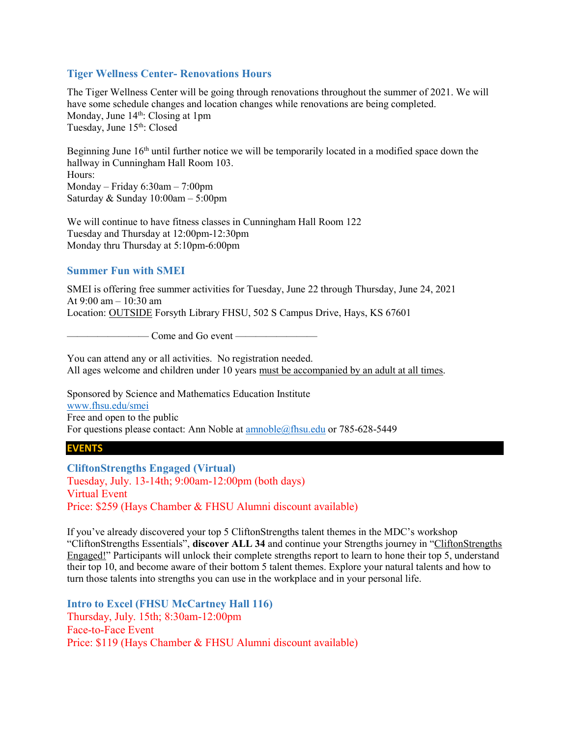### Tiger Wellness Center- Renovations Hours

The Tiger Wellness Center will be going through renovations throughout the summer of 2021. We will have some schedule changes and location changes while renovations are being completed.
Monday, June 14th: Closing at 1pm
Tuesday, June 15th: Closed

Beginning June 16th until further notice we will be temporarily located in a modified space down the hallway in Cunningham Hall Room 103.
Hours:
Monday – Friday 6:30am – 7:00pm
Saturday & Sunday 10:00am – 5:00pm

We will continue to have fitness classes in Cunningham Hall Room 122
Tuesday and Thursday at 12:00pm-12:30pm
Monday thru Thursday at 5:10pm-6:00pm

### Summer Fun with SMEI

SMEI is offering free summer activities for Tuesday, June 22 through Thursday, June 24, 2021
At 9:00 am – 10:30 am
Location: OUTSIDE Forsyth Library FHSU, 502 S Campus Drive, Hays, KS 67601

———————— Come and Go event ————————

You can attend any or all activities. No registration needed.
All ages welcome and children under 10 years must be accompanied by an adult at all times.

Sponsored by Science and Mathematics Education Institute
www.fhsu.edu/smei
Free and open to the public
For questions please contact: Ann Noble at amnoble@fhsu.edu or 785-628-5449

## EVENTS

### CliftonStrengths Engaged (Virtual)

Tuesday, July. 13-14th; 9:00am-12:00pm (both days)
Virtual Event
Price: $259 (Hays Chamber & FHSU Alumni discount available)

If you've already discovered your top 5 CliftonStrengths talent themes in the MDC's workshop "CliftonStrengths Essentials", **discover ALL 34** and continue your Strengths journey in "CliftonStrengths Engaged!" Participants will unlock their complete strengths report to learn to hone their top 5, understand their top 10, and become aware of their bottom 5 talent themes. Explore your natural talents and how to turn those talents into strengths you can use in the workplace and in your personal life.

### Intro to Excel (FHSU McCartney Hall 116)

Thursday, July. 15th; 8:30am-12:00pm
Face-to-Face Event
Price: $119 (Hays Chamber & FHSU Alumni discount available)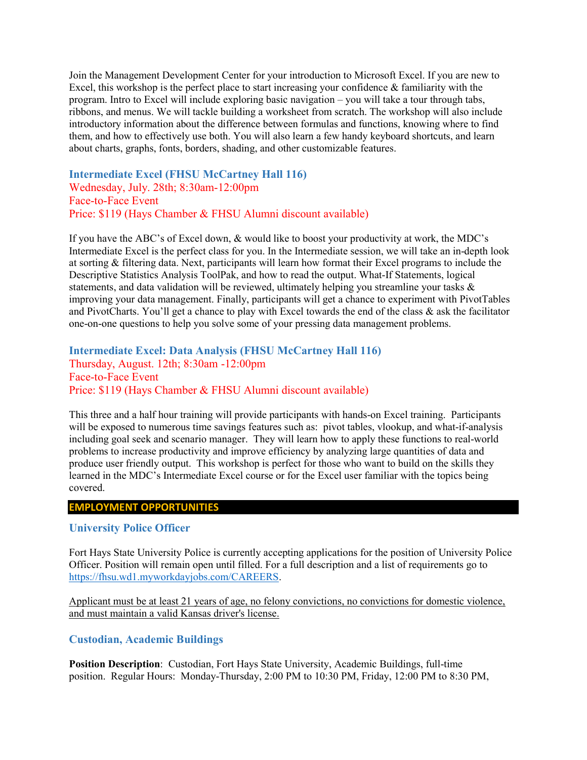Join the Management Development Center for your introduction to Microsoft Excel. If you are new to Excel, this workshop is the perfect place to start increasing your confidence & familiarity with the program. Intro to Excel will include exploring basic navigation – you will take a tour through tabs, ribbons, and menus. We will tackle building a worksheet from scratch. The workshop will also include introductory information about the difference between formulas and functions, knowing where to find them, and how to effectively use both. You will also learn a few handy keyboard shortcuts, and learn about charts, graphs, fonts, borders, shading, and other customizable features.

### Intermediate Excel (FHSU McCartney Hall 116)

Wednesday, July. 28th; 8:30am-12:00pm
Face-to-Face Event
Price: $119 (Hays Chamber & FHSU Alumni discount available)

If you have the ABC's of Excel down, & would like to boost your productivity at work, the MDC's Intermediate Excel is the perfect class for you. In the Intermediate session, we will take an in-depth look at sorting & filtering data. Next, participants will learn how format their Excel programs to include the Descriptive Statistics Analysis ToolPak, and how to read the output. What-If Statements, logical statements, and data validation will be reviewed, ultimately helping you streamline your tasks & improving your data management. Finally, participants will get a chance to experiment with PivotTables and PivotCharts. You'll get a chance to play with Excel towards the end of the class & ask the facilitator one-on-one questions to help you solve some of your pressing data management problems.

### Intermediate Excel: Data Analysis (FHSU McCartney Hall 116)

Thursday, August. 12th; 8:30am -12:00pm
Face-to-Face Event
Price: $119 (Hays Chamber & FHSU Alumni discount available)

This three and a half hour training will provide participants with hands-on Excel training. Participants will be exposed to numerous time savings features such as: pivot tables, vlookup, and what-if-analysis including goal seek and scenario manager. They will learn how to apply these functions to real-world problems to increase productivity and improve efficiency by analyzing large quantities of data and produce user friendly output. This workshop is perfect for those who want to build on the skills they learned in the MDC's Intermediate Excel course or for the Excel user familiar with the topics being covered.

## EMPLOYMENT OPPORTUNITIES

### University Police Officer

Fort Hays State University Police is currently accepting applications for the position of University Police Officer. Position will remain open until filled. For a full description and a list of requirements go to [https://fhsu.wd1.myworkdayjobs.com/CAREERS](https://fhsu.wd1.myworkdayjobs.com/CAREERS).

Applicant must be at least 21 years of age, no felony convictions, no convictions for domestic violence, and must maintain a valid Kansas driver's license.

### Custodian, Academic Buildings

**Position Description**: Custodian, Fort Hays State University, Academic Buildings, full-time position. Regular Hours: Monday-Thursday, 2:00 PM to 10:30 PM, Friday, 12:00 PM to 8:30 PM,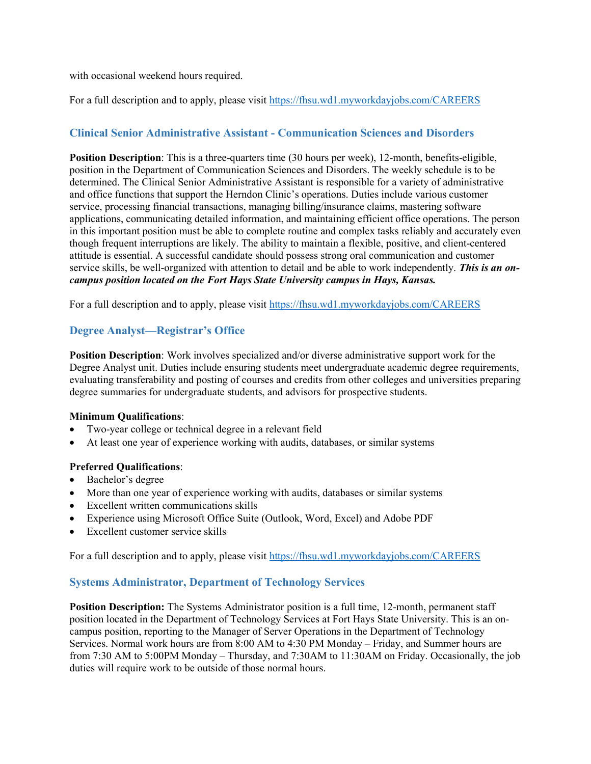with occasional weekend hours required.

For a full description and to apply, please visit https://fhsu.wd1.myworkdayjobs.com/CAREERS

## Clinical Senior Administrative Assistant - Communication Sciences and Disorders

**Position Description**: This is a three-quarters time (30 hours per week), 12-month, benefits-eligible, position in the Department of Communication Sciences and Disorders. The weekly schedule is to be determined. The Clinical Senior Administrative Assistant is responsible for a variety of administrative and office functions that support the Herndon Clinic's operations. Duties include various customer service, processing financial transactions, managing billing/insurance claims, mastering software applications, communicating detailed information, and maintaining efficient office operations. The person in this important position must be able to complete routine and complex tasks reliably and accurately even though frequent interruptions are likely. The ability to maintain a flexible, positive, and client-centered attitude is essential. A successful candidate should possess strong oral communication and customer service skills, be well-organized with attention to detail and be able to work independently. ***This is an on-campus position located on the Fort Hays State University campus in Hays, Kansas.***

For a full description and to apply, please visit https://fhsu.wd1.myworkdayjobs.com/CAREERS

## Degree Analyst—Registrar's Office

**Position Description**: Work involves specialized and/or diverse administrative support work for the Degree Analyst unit. Duties include ensuring students meet undergraduate academic degree requirements, evaluating transferability and posting of courses and credits from other colleges and universities preparing degree summaries for undergraduate students, and advisors for prospective students.

**Minimum Qualifications**:

- Two-year college or technical degree in a relevant field
- At least one year of experience working with audits, databases, or similar systems

**Preferred Qualifications**:

- Bachelor's degree
- More than one year of experience working with audits, databases or similar systems
- Excellent written communications skills
- Experience using Microsoft Office Suite (Outlook, Word, Excel) and Adobe PDF
- Excellent customer service skills

For a full description and to apply, please visit https://fhsu.wd1.myworkdayjobs.com/CAREERS

## Systems Administrator, Department of Technology Services

**Position Description:** The Systems Administrator position is a full time, 12-month, permanent staff position located in the Department of Technology Services at Fort Hays State University. This is an on-campus position, reporting to the Manager of Server Operations in the Department of Technology Services. Normal work hours are from 8:00 AM to 4:30 PM Monday – Friday, and Summer hours are from 7:30 AM to 5:00PM Monday – Thursday, and 7:30AM to 11:30AM on Friday. Occasionally, the job duties will require work to be outside of those normal hours.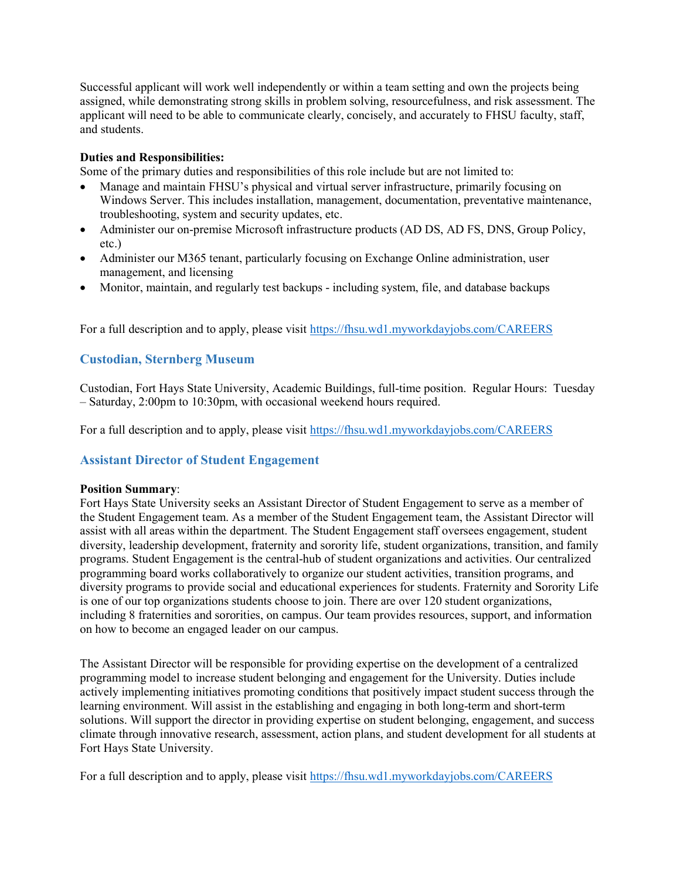Successful applicant will work well independently or within a team setting and own the projects being assigned, while demonstrating strong skills in problem solving, resourcefulness, and risk assessment. The applicant will need to be able to communicate clearly, concisely, and accurately to FHSU faculty, staff, and students.

**Duties and Responsibilities:**
Some of the primary duties and responsibilities of this role include but are not limited to:

- Manage and maintain FHSU's physical and virtual server infrastructure, primarily focusing on Windows Server. This includes installation, management, documentation, preventative maintenance, troubleshooting, system and security updates, etc.
- Administer our on-premise Microsoft infrastructure products (AD DS, AD FS, DNS, Group Policy, etc.)
- Administer our M365 tenant, particularly focusing on Exchange Online administration, user management, and licensing
- Monitor, maintain, and regularly test backups - including system, file, and database backups

For a full description and to apply, please visit https://fhsu.wd1.myworkdayjobs.com/CAREERS

## Custodian, Sternberg Museum

Custodian, Fort Hays State University, Academic Buildings, full-time position. Regular Hours: Tuesday – Saturday, 2:00pm to 10:30pm, with occasional weekend hours required.

For a full description and to apply, please visit https://fhsu.wd1.myworkdayjobs.com/CAREERS

## Assistant Director of Student Engagement

**Position Summary**:
Fort Hays State University seeks an Assistant Director of Student Engagement to serve as a member of the Student Engagement team. As a member of the Student Engagement team, the Assistant Director will assist with all areas within the department. The Student Engagement staff oversees engagement, student diversity, leadership development, fraternity and sorority life, student organizations, transition, and family programs. Student Engagement is the central-hub of student organizations and activities. Our centralized programming board works collaboratively to organize our student activities, transition programs, and diversity programs to provide social and educational experiences for students. Fraternity and Sorority Life is one of our top organizations students choose to join. There are over 120 student organizations, including 8 fraternities and sororities, on campus. Our team provides resources, support, and information on how to become an engaged leader on our campus.

The Assistant Director will be responsible for providing expertise on the development of a centralized programming model to increase student belonging and engagement for the University. Duties include actively implementing initiatives promoting conditions that positively impact student success through the learning environment. Will assist in the establishing and engaging in both long-term and short-term solutions. Will support the director in providing expertise on student belonging, engagement, and success climate through innovative research, assessment, action plans, and student development for all students at Fort Hays State University.

For a full description and to apply, please visit https://fhsu.wd1.myworkdayjobs.com/CAREERS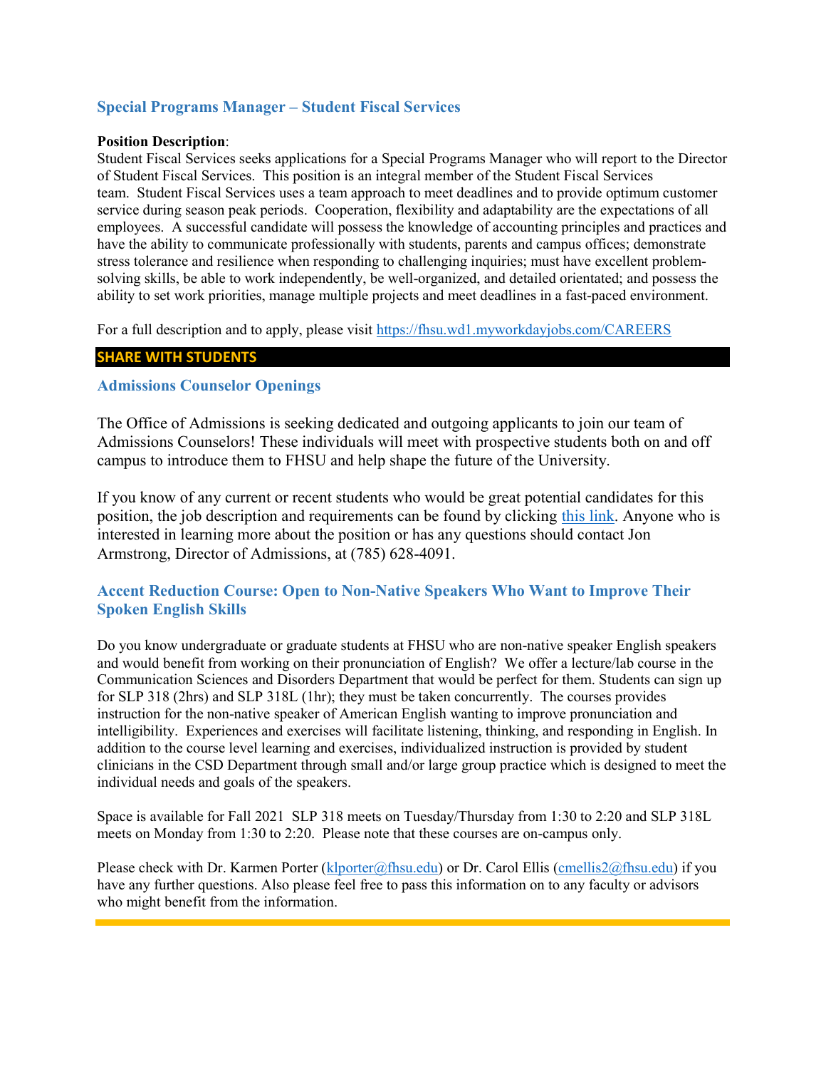## Special Programs Manager – Student Fiscal Services

**Position Description**:
Student Fiscal Services seeks applications for a Special Programs Manager who will report to the Director of Student Fiscal Services. This position is an integral member of the Student Fiscal Services team. Student Fiscal Services uses a team approach to meet deadlines and to provide optimum customer service during season peak periods. Cooperation, flexibility and adaptability are the expectations of all employees. A successful candidate will possess the knowledge of accounting principles and practices and have the ability to communicate professionally with students, parents and campus offices; demonstrate stress tolerance and resilience when responding to challenging inquiries; must have excellent problem-solving skills, be able to work independently, be well-organized, and detailed orientated; and possess the ability to set work priorities, manage multiple projects and meet deadlines in a fast-paced environment.

For a full description and to apply, please visit https://fhsu.wd1.myworkdayjobs.com/CAREERS

# SHARE WITH STUDENTS

## Admissions Counselor Openings

The Office of Admissions is seeking dedicated and outgoing applicants to join our team of Admissions Counselors! These individuals will meet with prospective students both on and off campus to introduce them to FHSU and help shape the future of the University.

If you know of any current or recent students who would be great potential candidates for this position, the job description and requirements can be found by clicking this link. Anyone who is interested in learning more about the position or has any questions should contact Jon Armstrong, Director of Admissions, at (785) 628-4091.

## Accent Reduction Course: Open to Non-Native Speakers Who Want to Improve Their Spoken English Skills

Do you know undergraduate or graduate students at FHSU who are non-native speaker English speakers and would benefit from working on their pronunciation of English? We offer a lecture/lab course in the Communication Sciences and Disorders Department that would be perfect for them. Students can sign up for SLP 318 (2hrs) and SLP 318L (1hr); they must be taken concurrently. The courses provides instruction for the non-native speaker of American English wanting to improve pronunciation and intelligibility. Experiences and exercises will facilitate listening, thinking, and responding in English. In addition to the course level learning and exercises, individualized instruction is provided by student clinicians in the CSD Department through small and/or large group practice which is designed to meet the individual needs and goals of the speakers.

Space is available for Fall 2021 SLP 318 meets on Tuesday/Thursday from 1:30 to 2:20 and SLP 318L meets on Monday from 1:30 to 2:20. Please note that these courses are on-campus only.

Please check with Dr. Karmen Porter (klporter@fhsu.edu) or Dr. Carol Ellis (cmellis2@fhsu.edu) if you have any further questions. Also please feel free to pass this information on to any faculty or advisors who might benefit from the information.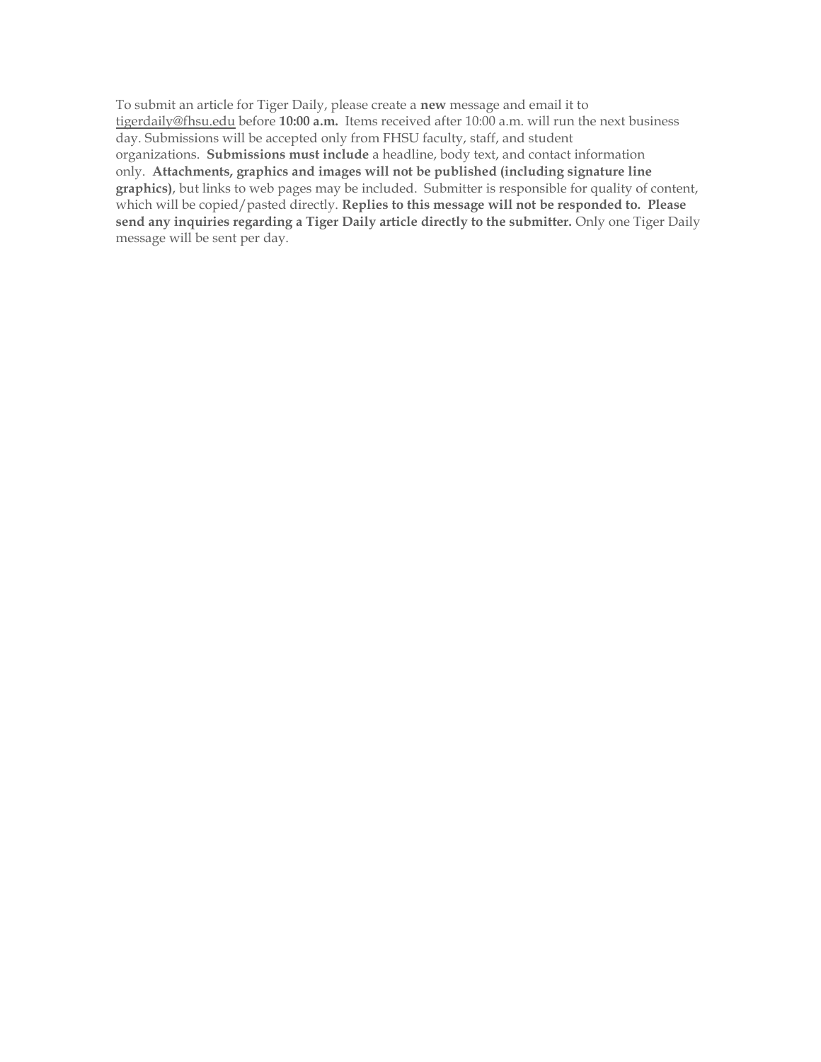To submit an article for Tiger Daily, please create a **new** message and email it to tigerdaily@fhsu.edu before **10:00 a.m.** Items received after 10:00 a.m. will run the next business day. Submissions will be accepted only from FHSU faculty, staff, and student organizations. **Submissions must include** a headline, body text, and contact information only. **Attachments, graphics and images will not be published (including signature line graphics)**, but links to web pages may be included. Submitter is responsible for quality of content, which will be copied/pasted directly. **Replies to this message will not be responded to. Please send any inquiries regarding a Tiger Daily article directly to the submitter.** Only one Tiger Daily message will be sent per day.